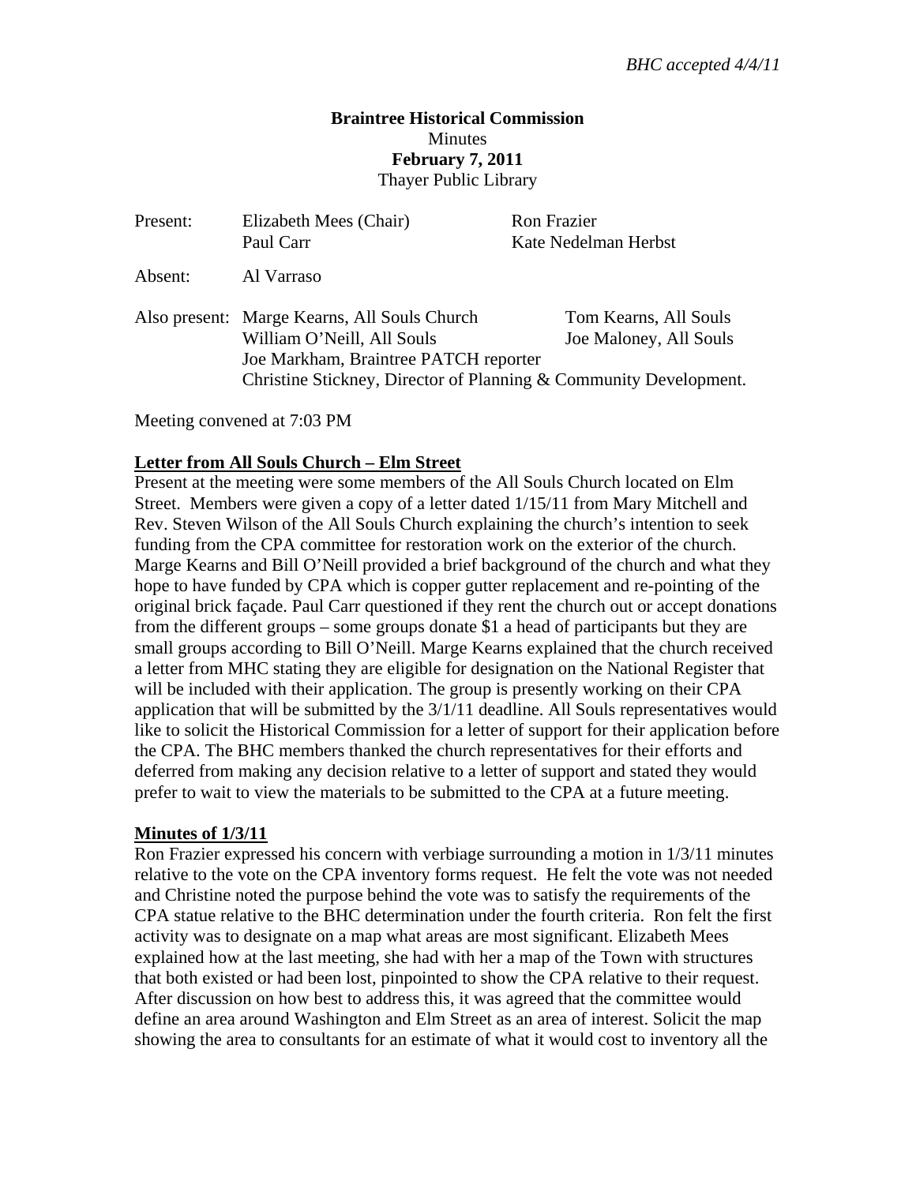*BHC accepted 4/4/11*

**Braintree Historical Commission**
Minutes
**February 7, 2011**
Thayer Public Library

| | | |
|---|---|---|
| Present: | Elizabeth Mees (Chair) | Ron Frazier |
| | Paul Carr | Kate Nedelman Herbst |
| Absent: | Al Varraso | |
| Also present: | Marge Kearns, All Souls Church | Tom Kearns, All Souls |
| | William O'Neill, All Souls | Joe Maloney, All Souls |
| | Joe Markham, Braintree PATCH reporter | |
| | Christine Stickney, Director of Planning & Community Development. | |

Meeting convened at 7:03 PM

**Letter from All Souls Church – Elm Street**

Present at the meeting were some members of the All Souls Church located on Elm Street. Members were given a copy of a letter dated 1/15/11 from Mary Mitchell and Rev. Steven Wilson of the All Souls Church explaining the church's intention to seek funding from the CPA committee for restoration work on the exterior of the church. Marge Kearns and Bill O'Neill provided a brief background of the church and what they hope to have funded by CPA which is copper gutter replacement and re-pointing of the original brick façade. Paul Carr questioned if they rent the church out or accept donations from the different groups – some groups donate $1 a head of participants but they are small groups according to Bill O'Neill. Marge Kearns explained that the church received a letter from MHC stating they are eligible for designation on the National Register that will be included with their application. The group is presently working on their CPA application that will be submitted by the 3/1/11 deadline. All Souls representatives would like to solicit the Historical Commission for a letter of support for their application before the CPA. The BHC members thanked the church representatives for their efforts and deferred from making any decision relative to a letter of support and stated they would prefer to wait to view the materials to be submitted to the CPA at a future meeting.

**Minutes of 1/3/11**

Ron Frazier expressed his concern with verbiage surrounding a motion in 1/3/11 minutes relative to the vote on the CPA inventory forms request. He felt the vote was not needed and Christine noted the purpose behind the vote was to satisfy the requirements of the CPA statue relative to the BHC determination under the fourth criteria. Ron felt the first activity was to designate on a map what areas are most significant. Elizabeth Mees explained how at the last meeting, she had with her a map of the Town with structures that both existed or had been lost, pinpointed to show the CPA relative to their request. After discussion on how best to address this, it was agreed that the committee would define an area around Washington and Elm Street as an area of interest. Solicit the map showing the area to consultants for an estimate of what it would cost to inventory all the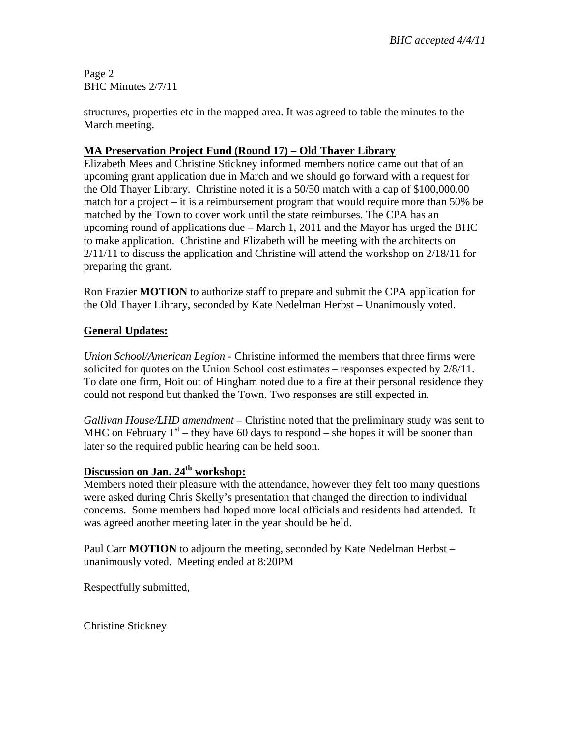structures, properties etc in the mapped area. It was agreed to table the minutes to the March meeting.

**MA Preservation Project Fund (Round 17) – Old Thayer Library**

Elizabeth Mees and Christine Stickney informed members notice came out that of an upcoming grant application due in March and we should go forward with a request for the Old Thayer Library. Christine noted it is a 50/50 match with a cap of $100,000.00 match for a project – it is a reimbursement program that would require more than 50% be matched by the Town to cover work until the state reimburses. The CPA has an upcoming round of applications due – March 1, 2011 and the Mayor has urged the BHC to make application. Christine and Elizabeth will be meeting with the architects on 2/11/11 to discuss the application and Christine will attend the workshop on 2/18/11 for preparing the grant.

Ron Frazier **MOTION** to authorize staff to prepare and submit the CPA application for the Old Thayer Library, seconded by Kate Nedelman Herbst – Unanimously voted.

**General Updates:**

*Union School/American Legion* - Christine informed the members that three firms were solicited for quotes on the Union School cost estimates – responses expected by 2/8/11. To date one firm, Hoit out of Hingham noted due to a fire at their personal residence they could not respond but thanked the Town. Two responses are still expected in.

*Gallivan House/LHD amendment* – Christine noted that the preliminary study was sent to MHC on February 1st – they have 60 days to respond – she hopes it will be sooner than later so the required public hearing can be held soon.

**Discussion on Jan. 24th workshop:**

Members noted their pleasure with the attendance, however they felt too many questions were asked during Chris Skelly's presentation that changed the direction to individual concerns. Some members had hoped more local officials and residents had attended. It was agreed another meeting later in the year should be held.

Paul Carr **MOTION** to adjourn the meeting, seconded by Kate Nedelman Herbst – unanimously voted. Meeting ended at 8:20PM

Respectfully submitted,

Christine Stickney